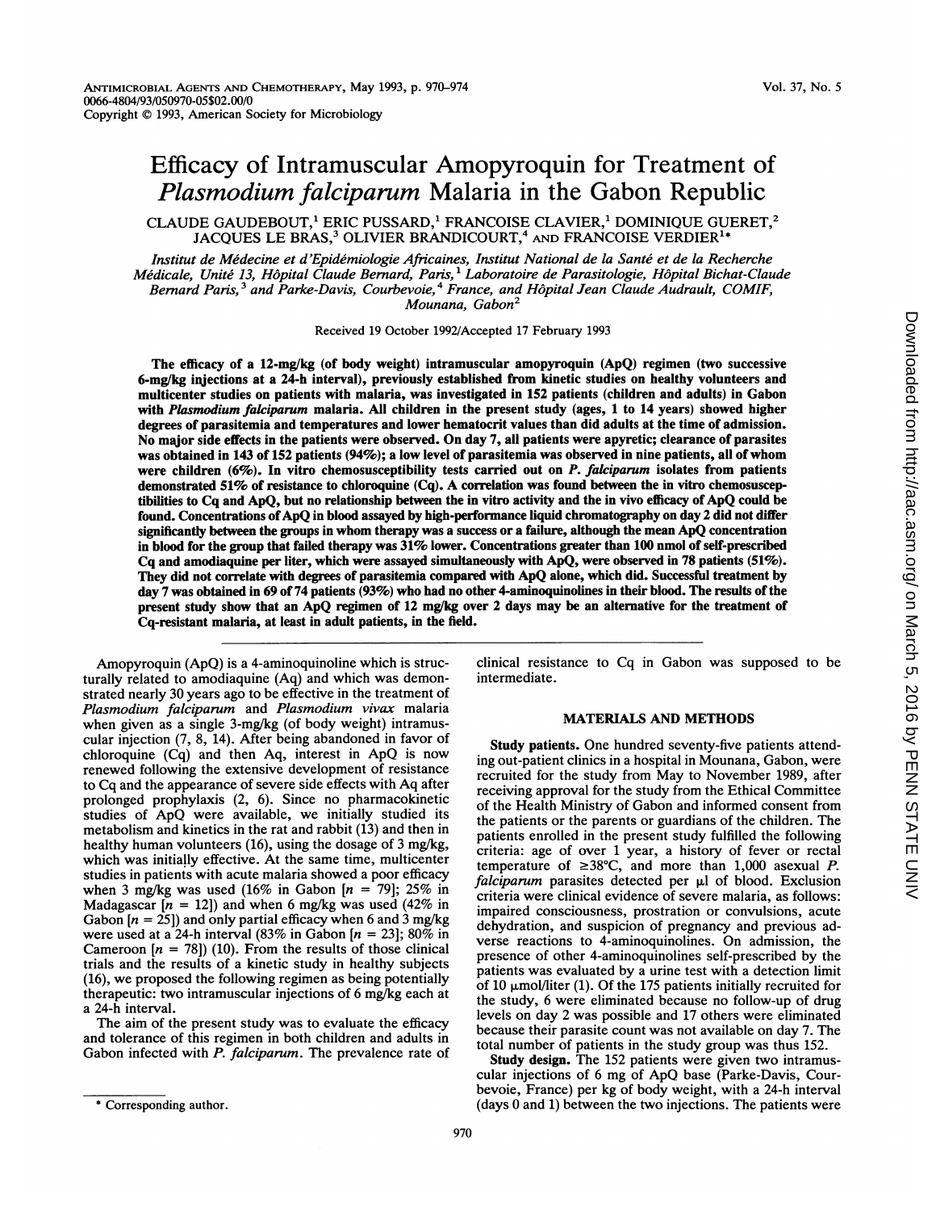# Efficacy of Intramuscular Amopyroquin for Treatment of *Plasmodium falciparum* Malaria in the Gabon Republic

CLAUDE GAUDEBOUT,[1] ERIC PUSSARD,[1] FRANCOISE CLAVIER,[1] DOMINIQUE GUERET,[2] JACQUES LE BRAS,[3] OLIVIER BRANDICOURT,[4] AND FRANCOISE VERDIER[1]*

*Institut de Médecine et d'Epidémiologie Africaines, Institut National de la Santé et de la Recherche Médicale, Unité 13, Hôpital Claude Bernard, Paris,[1] Laboratoire de Parasitologie, Hôpital Bichat-Claude Bernard Paris,[3] and Parke-Davis, Courbevoie,[4] France, and Hôpital Jean Claude Audrault, COMIF, Mounana, Gabon[2]*

Received 19 October 1992/Accepted 17 February 1993

**The efficacy of a 12-mg/kg (of body weight) intramuscular amopyroquin (ApQ) regimen (two successive 6-mg/kg injections at a 24-h interval), previously established from kinetic studies on healthy volunteers and multicenter studies on patients with malaria, was investigated in 152 patients (children and adults) in Gabon with *Plasmodium falciparum* malaria. All children in the present study (ages, 1 to 14 years) showed higher degrees of parasitemia and temperatures and lower hematocrit values than did adults at the time of admission. No major side effects in the patients were observed. On day 7, all patients were apyretic; clearance of parasites was obtained in 143 of 152 patients (94%); a low level of parasitemia was observed in nine patients, all of whom were children (6%). In vitro chemosusceptibility tests carried out on *P. falciparum* isolates from patients demonstrated 51% of resistance to chloroquine (Cq). A correlation was found between the in vitro chemosusceptibilities to Cq and ApQ, but no relationship between the in vitro activity and the in vivo efficacy of ApQ could be found. Concentrations of ApQ in blood assayed by high-performance liquid chromatography on day 2 did not differ significantly between the groups in whom therapy was a success or a failure, although the mean ApQ concentration in blood for the group that failed therapy was 31% lower. Concentrations greater than 100 nmol of self-prescribed Cq and amodiaquine per liter, which were assayed simultaneously with ApQ, were observed in 78 patients (51%). They did not correlate with degrees of parasitemia compared with ApQ alone, which did. Successful treatment by day 7 was obtained in 69 of 74 patients (93%) who had no other 4-aminoquinolines in their blood. The results of the present study show that an ApQ regimen of 12 mg/kg over 2 days may be an alternative for the treatment of Cq-resistant malaria, at least in adult patients, in the field.**

Amopyroquin (ApQ) is a 4-aminoquinoline which is structurally related to amodiaquine (Aq) and which was demonstrated nearly 30 years ago to be effective in the treatment of *Plasmodium falciparum* and *Plasmodium vivax* malaria when given as a single 3-mg/kg (of body weight) intramuscular injection (7, 8, 14). After being abandoned in favor of chloroquine (Cq) and then Aq, interest in ApQ is now renewed following the extensive development of resistance to Cq and the appearance of severe side effects with Aq after prolonged prophylaxis (2, 6). Since no pharmacokinetic studies of ApQ were available, we initially studied its metabolism and kinetics in the rat and rabbit (13) and then in healthy human volunteers (16), using the dosage of 3 mg/kg, which was initially effective. At the same time, multicenter studies in patients with acute malaria showed a poor efficacy when 3 mg/kg was used (16% in Gabon [$n = 79$]; 25% in Madagascar [$n = 12$]) and when 6 mg/kg was used (42% in Gabon [$n = 25$]) and only partial efficacy when 6 and 3 mg/kg were used at a 24-h interval (83% in Gabon [$n = 23$]; 80% in Cameroon [$n = 78$]) (10). From the results of those clinical trials and the results of a kinetic study in healthy subjects (16), we proposed the following regimen as being potentially therapeutic: two intramuscular injections of 6 mg/kg each at a 24-h interval.

The aim of the present study was to evaluate the efficacy and tolerance of this regimen in both children and adults in Gabon infected with *P. falciparum*. The prevalence rate of clinical resistance to Cq in Gabon was supposed to be intermediate.

## MATERIALS AND METHODS

**Study patients.** One hundred seventy-five patients attending out-patient clinics in a hospital in Mounana, Gabon, were recruited for the study from May to November 1989, after receiving approval for the study from the Ethical Committee of the Health Ministry of Gabon and informed consent from the patients or the parents or guardians of the children. The patients enrolled in the present study fulfilled the following criteria: age of over 1 year, a history of fever or rectal temperature of ≥38°C, and more than 1,000 asexual *P. falciparum* parasites detected per µl of blood. Exclusion criteria were clinical evidence of severe malaria, as follows: impaired consciousness, prostration or convulsions, acute dehydration, and suspicion of pregnancy and previous adverse reactions to 4-aminoquinolines. On admission, the presence of other 4-aminoquinolines self-prescribed by the patients was evaluated by a urine test with a detection limit of 10 µmol/liter (1). Of the 175 patients initially recruited for the study, 6 were eliminated because no follow-up of drug levels on day 2 was possible and 17 others were eliminated because their parasite count was not available on day 7. The total number of patients in the study group was thus 152.

**Study design.** The 152 patients were given two intramuscular injections of 6 mg of ApQ base (Parke-Davis, Courbevoie, France) per kg of body weight, with a 24-h interval (days 0 and 1) between the two injections. The patients were

* Corresponding author.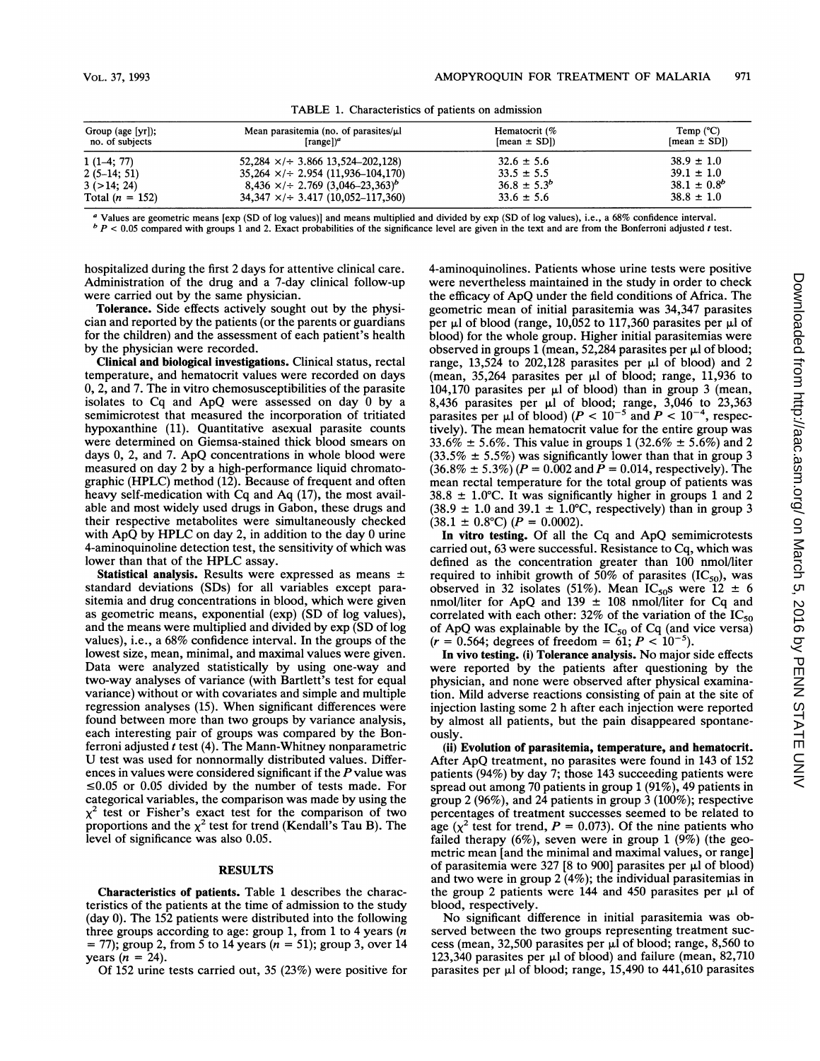TABLE 1. Characteristics of patients on admission

| Group (age [yr]); no. of subjects | Mean parasitemia (no. of parasites/μl [range])[a] | Hematocrit (% [mean ± SD]) | Temp (°C) [mean ± SD]) |
|---|---|---|---|
| 1 (1–4; 77) | 52,284 ×/÷ 3.866 13,524–202,128) | 32.6 ± 5.6 | 38.9 ± 1.0 |
| 2 (5–14; 51) | 35,264 ×/÷ 2.954 (11,936–104,170) | 33.5 ± 5.5 | 39.1 ± 1.0 |
| 3 (>14; 24) | 8,436 ×/÷ 2.769 (3,046–23,363)[b] | 36.8 ± 5.3[b] | 38.1 ± 0.8[b] |
| Total (n = 152) | 34,347 ×/÷ 3.417 (10,052–117,360) | 33.6 ± 5.6 | 38.8 ± 1.0 |

[a] Values are geometric means [exp (SD of log values)] and means multiplied and divided by exp (SD of log values), i.e., a 68% confidence interval.
[b] $P < 0.05$ compared with groups 1 and 2. Exact probabilities of the significance level are given in the text and are from the Bonferroni adjusted $t$ test.

hospitalized during the first 2 days for attentive clinical care. Administration of the drug and a 7-day clinical follow-up were carried out by the same physician.

**Tolerance.** Side effects actively sought out by the physician and reported by the patients (or the parents or guardians for the children) and the assessment of each patient's health by the physician were recorded.

**Clinical and biological investigations.** Clinical status, rectal temperature, and hematocrit values were recorded on days 0, 2, and 7. The in vitro chemosusceptibilities of the parasite isolates to Cq and ApQ were assessed on day 0 by a semimicrotest that measured the incorporation of tritiated hypoxanthine (11). Quantitative asexual parasite counts were determined on Giemsa-stained thick blood smears on days 0, 2, and 7. ApQ concentrations in whole blood were measured on day 2 by a high-performance liquid chromatographic (HPLC) method (12). Because of frequent and often heavy self-medication with Cq and Aq (17), the most available and most widely used drugs in Gabon, these drugs and their respective metabolites were simultaneously checked with ApQ by HPLC on day 2, in addition to the day 0 urine 4-aminoquinoline detection test, the sensitivity of which was lower than that of the HPLC assay.

**Statistical analysis.** Results were expressed as means ± standard deviations (SDs) for all variables except parasitemia and drug concentrations in blood, which were given as geometric means, exponential (exp) (SD of log values), and the means were multiplied and divided by exp (SD of log values), i.e., a 68% confidence interval. In the groups of the lowest size, mean, minimal, and maximal values were given. Data were analyzed statistically by using one-way and two-way analyses of variance (with Bartlett's test for equal variance) without or with covariates and simple and multiple regression analyses (15). When significant differences were found between more than two groups by variance analysis, each interesting pair of groups was compared by the Bonferroni adjusted $t$ test (4). The Mann-Whitney nonparametric U test was used for nonnormally distributed values. Differences in values were considered significant if the $P$ value was ≤0.05 or 0.05 divided by the number of tests made. For categorical variables, the comparison was made by using the $\chi^2$ test or Fisher's exact test for the comparison of two proportions and the $\chi^2$ test for trend (Kendall's Tau B). The level of significance was also 0.05.

## RESULTS

**Characteristics of patients.** Table 1 describes the characteristics of the patients at the time of admission to the study (day 0). The 152 patients were distributed into the following three groups according to age: group 1, from 1 to 4 years ($n$ = 77); group 2, from 5 to 14 years ($n$ = 51); group 3, over 14 years ($n$ = 24).

Of 152 urine tests carried out, 35 (23%) were positive for 4-aminoquinolines. Patients whose urine tests were positive were nevertheless maintained in the study in order to check the efficacy of ApQ under the field conditions of Africa. The geometric mean of initial parasitemia was 34,347 parasites per μl of blood (range, 10,052 to 117,360 parasites per μl of blood) for the whole group. Higher initial parasitemias were observed in groups 1 (mean, 52,284 parasites per μl of blood; range, 13,524 to 202,128 parasites per μl of blood) and 2 (mean, 35,264 parasites per μl of blood; range, 11,936 to 104,170 parasites per μl of blood) than in group 3 (mean, 8,436 parasites per μl of blood; range, 3,046 to 23,363 parasites per μl of blood) ($P < 10^{-5}$ and $P < 10^{-4}$, respectively). The mean hematocrit value for the entire group was 33.6% ± 5.6%. This value in groups 1 (32.6% ± 5.6%) and 2 (33.5% ± 5.5%) was significantly lower than that in group 3 (36.8% ± 5.3%) ($P = 0.002$ and $P = 0.014$, respectively). The mean rectal temperature for the total group of patients was 38.8 ± 1.0°C. It was significantly higher in groups 1 and 2 (38.9 ± 1.0 and 39.1 ± 1.0°C, respectively) than in group 3 (38.1 ± 0.8°C) ($P = 0.0002$).

**In vitro testing.** Of all the Cq and ApQ semimicrotests carried out, 63 were successful. Resistance to Cq, which was defined as the concentration greater than 100 nmol/liter required to inhibit growth of 50% of parasites ($IC_{50}$), was observed in 32 isolates (51%). Mean $IC_{50}$s were 12 ± 6 nmol/liter for ApQ and 139 ± 108 nmol/liter for Cq and correlated with each other: 32% of the variation of the $IC_{50}$ of ApQ was explainable by the $IC_{50}$ of Cq (and vice versa) ($r = 0.564$; degrees of freedom = 61; $P < 10^{-5}$).

**In vivo testing. (i) Tolerance analysis.** No major side effects were reported by the patients after questioning by the physician, and none were observed after physical examination. Mild adverse reactions consisting of pain at the site of injection lasting some 2 h after each injection were reported by almost all patients, but the pain disappeared spontaneously.

**(ii) Evolution of parasitemia, temperature, and hematocrit.** After ApQ treatment, no parasites were found in 143 of 152 patients (94%) by day 7; those 143 succeeding patients were spread out among 70 patients in group 1 (91%), 49 patients in group 2 (96%), and 24 patients in group 3 (100%); respective percentages of treatment successes seemed to be related to age ($\chi^2$ test for trend, $P = 0.073$). Of the nine patients who failed therapy (6%), seven were in group 1 (9%) (the geometric mean [and the minimal and maximal values, or range] of parasitemia were 327 [8 to 900] parasites per μl of blood) and two were in group 2 (4%); the individual parasitemias in the group 2 patients were 144 and 450 parasites per μl of blood, respectively.

No significant difference in initial parasitemia was observed between the two groups representing treatment success (mean, 32,500 parasites per μl of blood; range, 8,560 to 123,340 parasites per μl of blood) and failure (mean, 82,710 parasites per μl of blood; range, 15,490 to 441,610 parasites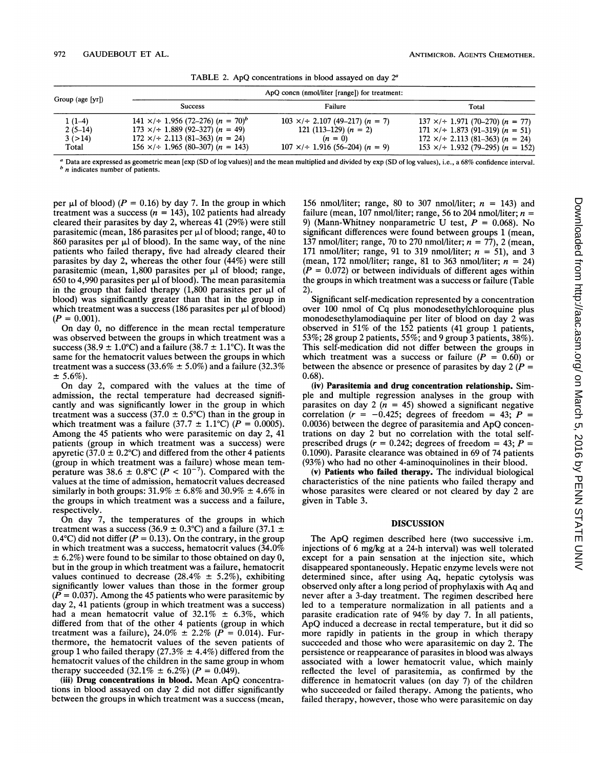TABLE 2. ApQ concentrations in blood assayed on day 2[a]

| Group (age [yr]) | ApQ concn (nmol/liter [range]) for treatment: | | |
|---|---|---|---|
| | Success | Failure | Total |
| 1 (1–4) | 141 ×/÷ 1.956 (72–276) (n = 70)[b] | 103 ×/÷ 2.107 (49–217) (n = 7) | 137 ×/÷ 1.971 (70–270) (n = 77) |
| 2 (5–14) | 173 ×/÷ 1.889 (92–327) (n = 49) | 121 (113–129) (n = 2) | 171 ×/÷ 1.873 (91–319) (n = 51) |
| 3 (>14) | 172 ×/÷ 2.113 (81–363) (n = 24) | (n = 0) | 172 ×/÷ 2.113 (81–363) (n = 24) |
| Total | 156 ×/÷ 1.965 (80–307) (n = 143) | 107 ×/÷ 1.916 (56–204) (n = 9) | 153 ×/÷ 1.932 (79–295) (n = 152) |

[a] Data are expressed as geometric mean [exp (SD of log values)] and the mean multiplied and divided by exp (SD of log values), i.e., a 68% confidence interval.
[b] n indicates number of patients.

per μl of blood) ($P = 0.16$) by day 7. In the group in which treatment was a success ($n = 143$), 102 patients had already cleared their parasites by day 2, whereas 41 (29%) were still parasitemic (mean, 186 parasites per μl of blood; range, 40 to 860 parasites per μl of blood). In the same way, of the nine patients who failed therapy, five had already cleared their parasites by day 2, whereas the other four (44%) were still parasitemic (mean, 1,800 parasites per μl of blood; range, 650 to 4,990 parasites per μl of blood). The mean parasitemia in the group that failed therapy (1,800 parasites per μl of blood) was significantly greater than that in the group in which treatment was a success (186 parasites per μl of blood) ($P = 0.001$).

On day 0, no difference in the mean rectal temperature was observed between the groups in which treatment was a success (38.9 ± 1.0°C) and a failure (38.7 ± 1.1°C). It was the same for the hematocrit values between the groups in which treatment was a success (33.6% ± 5.0%) and a failure (32.3% ± 5.6%).

On day 2, compared with the values at the time of admission, the rectal temperature had decreased significantly and was significantly lower in the group in which treatment was a success (37.0 ± 0.5°C) than in the group in which treatment was a failure (37.7 ± 1.1°C) ($P = 0.0005$). Among the 45 patients who were parasitemic on day 2, 41 patients (group in which treatment was a success) were apyretic (37.0 ± 0.2°C) and differed from the other 4 patients (group in which treatment was a failure) whose mean temperature was 38.6 ± 0.8°C ($P < 10^{-7}$). Compared with the values at the time of admission, hematocrit values decreased similarly in both groups: 31.9% ± 6.8% and 30.9% ± 4.6% in the groups in which treatment was a success and a failure, respectively.

On day 7, the temperatures of the groups in which treatment was a success (36.9 ± 0.3°C) and a failure (37.1 ± 0.4°C) did not differ ($P = 0.13$). On the contrary, in the group in which treatment was a success, hematocrit values (34.0% ± 6.2%) were found to be similar to those obtained on day 0, but in the group in which treatment was a failure, hematocrit values continued to decrease (28.4% ± 5.2%), exhibiting significantly lower values than those in the former group ($P = 0.037$). Among the 45 patients who were parasitemic by day 2, 41 patients (group in which treatment was a success) had a mean hematocrit value of 32.1% ± 6.3%, which differed from that of the other 4 patients (group in which treatment was a failure), 24.0% ± 2.2% ($P = 0.014$). Furthermore, the hematocrit values of the seven patients of group 1 who failed therapy (27.3% ± 4.4%) differed from the hematocrit values of the children in the same group in whom therapy succeeded (32.1% ± 6.2%) ($P = 0.049$).

**(iii) Drug concentrations in blood.** Mean ApQ concentrations in blood assayed on day 2 did not differ significantly between the groups in which treatment was a success (mean, 156 nmol/liter; range, 80 to 307 nmol/liter; $n = 143$) and failure (mean, 107 nmol/liter; range, 56 to 204 nmol/liter; $n = 9$) (Mann-Whitney nonparametric U test, $P = 0.068$). No significant differences were found between groups 1 (mean, 137 nmol/liter; range, 70 to 270 nmol/liter; $n = 77$), 2 (mean, 171 nmol/liter; range, 91 to 319 nmol/liter; $n = 51$), and 3 (mean, 172 nmol/liter; range, 81 to 363 nmol/liter; $n = 24$) ($P = 0.072$) or between individuals of different ages within the groups in which treatment was a success or failure (Table 2).

Significant self-medication represented by a concentration over 100 nmol of Cq plus monodesethylchloroquine plus monodesethylamodiaquine per liter of blood on day 2 was observed in 51% of the 152 patients (41 group 1 patients, 53%; 28 group 2 patients, 55%; and 9 group 3 patients, 38%). This self-medication did not differ between the groups in which treatment was a success or failure ($P = 0.60$) or between the absence or presence of parasites by day 2 ($P = 0.68$).

**(iv) Parasitemia and drug concentration relationship.** Simple and multiple regression analyses in the group with parasites on day 2 ($n = 45$) showed a significant negative correlation ($r = -0.425$; degrees of freedom = 43; $P = 0.0036$) between the degree of parasitemia and ApQ concentrations on day 2 but no correlation with the total self-prescribed drugs ($r = 0.242$; degrees of freedom = 43; $P = 0.1090$). Parasite clearance was obtained in 69 of 74 patients (93%) who had no other 4-aminoquinolines in their blood.

**(v) Patients who failed therapy.** The individual biological characteristics of the nine patients who failed therapy and whose parasites were cleared or not cleared by day 2 are given in Table 3.

## DISCUSSION

The ApQ regimen described here (two successive i.m. injections of 6 mg/kg at a 24-h interval) was well tolerated except for a pain sensation at the injection site, which disappeared spontaneously. Hepatic enzyme levels were not determined since, after using Aq, hepatic cytolysis was observed only after a long period of prophylaxis with Aq and never after a 3-day treatment. The regimen described here led to a temperature normalization in all patients and a parasite eradication rate of 94% by day 7. In all patients, ApQ induced a decrease in rectal temperature, but it did so more rapidly in patients in the group in which therapy succeeded and those who were aparasitemic on day 2. The persistence or reappearance of parasites in blood was always associated with a lower hematocrit value, which mainly reflected the level of parasitemia, as confirmed by the difference in hematocrit values (on day 7) of the children who succeeded or failed therapy. Among the patients, who failed therapy, however, those who were parasitemic on day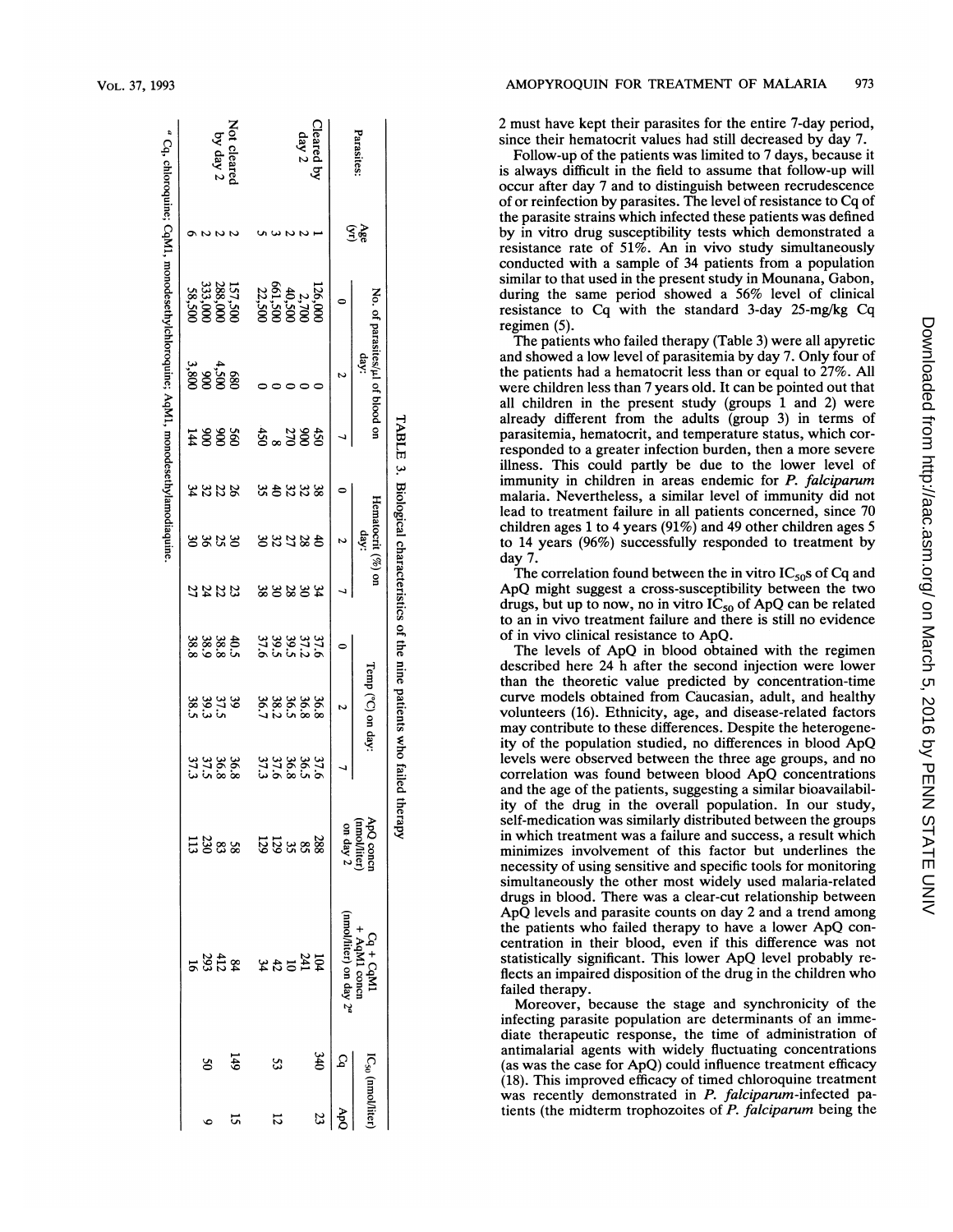TABLE 3. Biological characteristics of the nine patients who failed therapy

| Parasites: | Age (yr) | No. of parasites/μl of blood on day: | | | Hematocrit (%) on day: | | | Temp (°C) on day: | | | ApQ concn (nmol/liter) on day 2 | Cq + CqM1 + AqM1 concn (nmol/liter) on day 2[a] | $IC_{50}$ (nmol/liter) | |
|---|---|---|---|---|---|---|---|---|---|---|---|---|---|---|
| | | 0 | 2 | 7 | 0 | 2 | 7 | 0 | 2 | 7 | | | Cq | ApQ |
| Cleared by day 2 | 1 | 126,000 | 0 | 450 | 38 | 40 | 34 | 37.6 | 36.8 | 37.6 | 288 | 104 | 340 | 23 |
| | 2 | 2,700 | 0 | 900 | 32 | 28 | 30 | 37.2 | 36.8 | 36.5 | 85 | 241 | | |
| | 2 | 40,500 | 0 | 270 | 32 | 27 | 28 | 39.5 | 36.5 | 36.8 | 35 | 10 | | |
| | 3 | 661,500 | 0 | 8 | 40 | 32 | 30 | 39.5 | 38.2 | 37.6 | 129 | 42 | 53 | 12 |
| | 5 | 22,500 | 0 | 450 | 35 | 30 | 38 | 37.6 | 36.7 | 37.3 | 129 | 34 | | |
| Not cleared by day 2 | 2 | 157,500 | 680 | 560 | 26 | 30 | 23 | 40.5 | 39 | 36.8 | 58 | 84 | 149 | 15 |
| | 2 | 288,000 | 4,500 | 900 | 22 | 25 | 22 | 38.8 | 37.5 | 36.8 | 83 | 412 | | |
| | 2 | 333,000 | 900 | 900 | 32 | 36 | 24 | 38.9 | 39.3 | 37.5 | 230 | 293 | | |
| | 6 | 58,500 | 3,800 | 144 | 34 | 30 | 27 | 38.8 | 38.5 | 37.3 | 113 | 16 | 50 | 9 |

[a] Cq, chloroquine; CqM1, monodesethylchloroquine; AqM1, monodesethylamodiaquine.

2 must have kept their parasites for the entire 7-day period, since their hematocrit values had still decreased by day 7.

Follow-up of the patients was limited to 7 days, because it is always difficult in the field to assume that follow-up will occur after day 7 and to distinguish between recrudescence of or reinfection by parasites. The level of resistance to Cq of the parasite strains which infected these patients was defined by in vitro drug susceptibility tests which demonstrated a resistance rate of 51%. An in vivo study simultaneously conducted with a sample of 34 patients from a population similar to that used in the present study in Mounana, Gabon, during the same period showed a 56% level of clinical resistance to Cq with the standard 3-day 25-mg/kg Cq regimen (5).

The patients who failed therapy (Table 3) were all apyretic and showed a low level of parasitemia by day 7. Only four of the patients had a hematocrit less than or equal to 27%. All were children less than 7 years old. It can be pointed out that all children in the present study (groups 1 and 2) were already different from the adults (group 3) in terms of parasitemia, hematocrit, and temperature status, which corresponded to a greater infection burden, then a more severe illness. This could partly be due to the lower level of immunity in children in areas endemic for *P. falciparum* malaria. Nevertheless, a similar level of immunity did not lead to treatment failure in all patients concerned, since 70 children ages 1 to 4 years (91%) and 49 other children ages 5 to 14 years (96%) successfully responded to treatment by day 7.

The correlation found between the in vitro $IC_{50}$s of Cq and ApQ might suggest a cross-susceptibility between the two drugs, but up to now, no in vitro $IC_{50}$ of ApQ can be related to an in vivo treatment failure and there is still no evidence of in vivo clinical resistance to ApQ.

The levels of ApQ in blood obtained with the regimen described here 24 h after the second injection were lower than the theoretic value predicted by concentration-time curve models obtained from Caucasian, adult, and healthy volunteers (16). Ethnicity, age, and disease-related factors may contribute to these differences. Despite the heterogeneity of the population studied, no differences in blood ApQ levels were observed between the three age groups, and no correlation was found between blood ApQ concentrations and the age of the patients, suggesting a similar bioavailability of the drug in the overall population. In our study, self-medication was similarly distributed between the groups in which treatment was a failure and success, a result which minimizes involvement of this factor but underlines the necessity of using sensitive and specific tools for monitoring simultaneously the other most widely used malaria-related drugs in blood. There was a clear-cut relationship between ApQ levels and parasite counts on day 2 and a trend among the patients who failed therapy to have a lower ApQ concentration in their blood, even if this difference was not statistically significant. This lower ApQ level probably reflects an impaired disposition of the drug in the children who failed therapy.

Moreover, because the stage and synchronicity of the infecting parasite population are determinants of an immediate therapeutic response, the time of administration of antimalarial agents with widely fluctuating concentrations (as was the case for ApQ) could influence treatment efficacy (18). This improved efficacy of timed chloroquine treatment was recently demonstrated in *P. falciparum*-infected patients (the midterm trophozoites of *P. falciparum* being the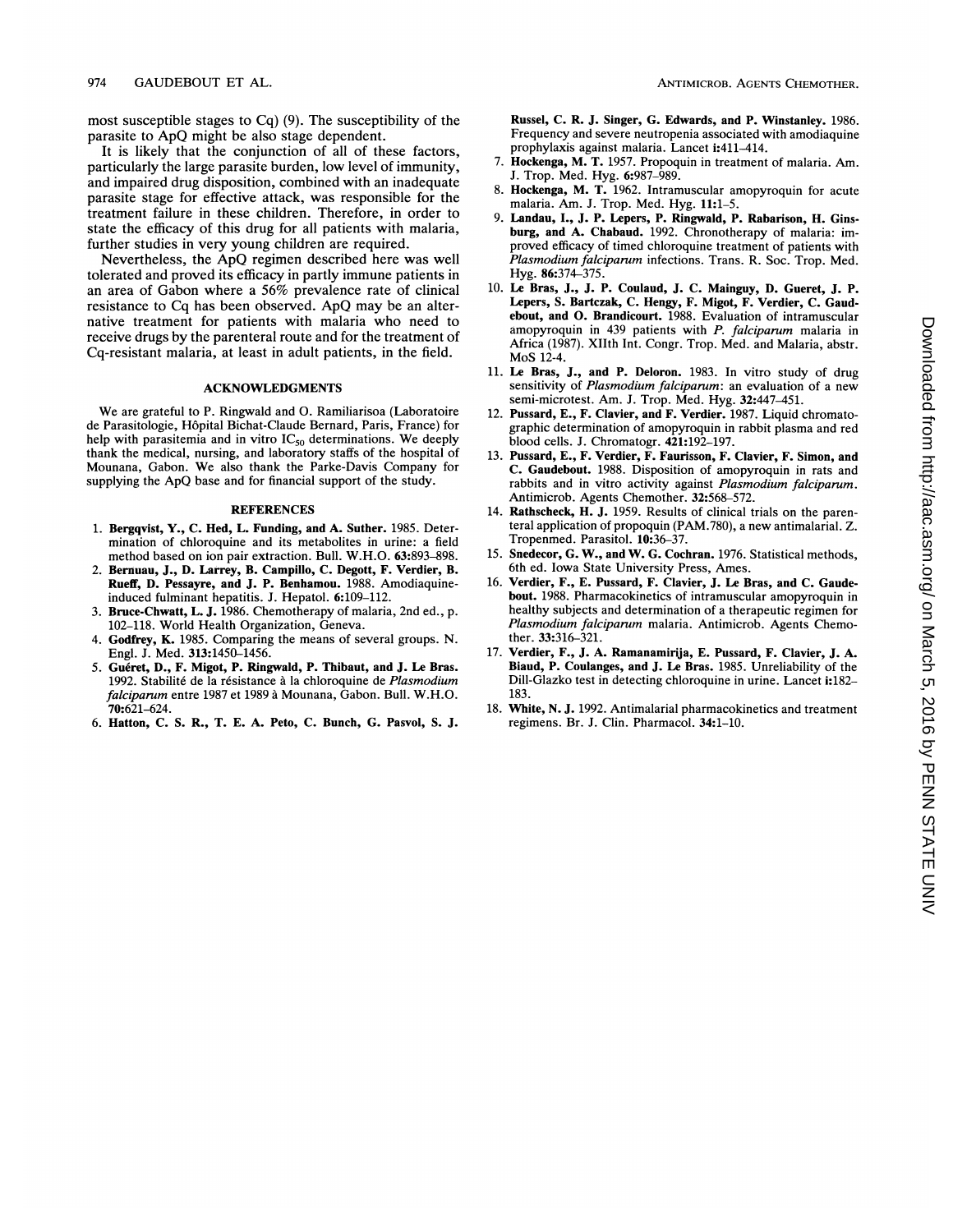most susceptible stages to Cq) (9). The susceptibility of the parasite to ApQ might be also stage dependent.

It is likely that the conjunction of all of these factors, particularly the large parasite burden, low level of immunity, and impaired drug disposition, combined with an inadequate parasite stage for effective attack, was responsible for the treatment failure in these children. Therefore, in order to state the efficacy of this drug for all patients with malaria, further studies in very young children are required.

Nevertheless, the ApQ regimen described here was well tolerated and proved its efficacy in partly immune patients in an area of Gabon where a 56% prevalence rate of clinical resistance to Cq has been observed. ApQ may be an alternative treatment for patients with malaria who need to receive drugs by the parenteral route and for the treatment of Cq-resistant malaria, at least in adult patients, in the field.

## ACKNOWLEDGMENTS

We are grateful to P. Ringwald and O. Ramiliarisoa (Laboratoire de Parasitologie, Hôpital Bichat-Claude Bernard, Paris, France) for help with parasitemia and in vitro $IC_{50}$ determinations. We deeply thank the medical, nursing, and laboratory staffs of the hospital of Mounana, Gabon. We also thank the Parke-Davis Company for supplying the ApQ base and for financial support of the study.

## REFERENCES

1. **Bergqvist, Y., C. Hed, L. Funding, and A. Suther.** 1985. Determination of chloroquine and its metabolites in urine: a field method based on ion pair extraction. Bull. W.H.O. **63:**893–898.
2. **Bernuau, J., D. Larrey, B. Campillo, C. Degott, F. Verdier, B. Rueff, D. Pessayre, and J. P. Benhamou.** 1988. Amodiaquine-induced fulminant hepatitis. J. Hepatol. **6:**109–112.
3. **Bruce-Chwatt, L. J.** 1986. Chemotherapy of malaria, 2nd ed., p. 102–118. World Health Organization, Geneva.
4. **Godfrey, K.** 1985. Comparing the means of several groups. N. Engl. J. Med. **313:**1450–1456.
5. **Guéret, D., F. Migot, P. Ringwald, P. Thibaut, and J. Le Bras.** 1992. Stabilité de la résistance à la chloroquine de *Plasmodium falciparum* entre 1987 et 1989 à Mounana, Gabon. Bull. W.H.O. **70:**621–624.
6. **Hatton, C. S. R., T. E. A. Peto, C. Bunch, G. Pasvol, S. J. Russel, C. R. J. Singer, G. Edwards, and P. Winstanley.** 1986. Frequency and severe neutropenia associated with amodiaquine prophylaxis against malaria. Lancet **i:**411–414.
7. **Hockenga, M. T.** 1957. Propoquin in treatment of malaria. Am. J. Trop. Med. Hyg. **6:**987–989.
8. **Hockenga, M. T.** 1962. Intramuscular amopyroquin for acute malaria. Am. J. Trop. Med. Hyg. **11:**1–5.
9. **Landau, I., J. P. Lepers, P. Ringwald, P. Rabarison, H. Ginsburg, and A. Chabaud.** 1992. Chronotherapy of malaria: improved efficacy of timed chloroquine treatment of patients with *Plasmodium falciparum* infections. Trans. R. Soc. Trop. Med. Hyg. **86:**374–375.
10. **Le Bras, J., J. P. Coulaud, J. C. Mainguy, D. Gueret, J. P. Lepers, S. Bartczak, C. Hengy, F. Migot, F. Verdier, C. Gaudebout, and O. Brandicourt.** 1988. Evaluation of intramuscular amopyroquin in 439 patients with *P. falciparum* malaria in Africa (1987). XIIth Int. Congr. Trop. Med. and Malaria, abstr. MoS 12-4.
11. **Le Bras, J., and P. Deloron.** 1983. In vitro study of drug sensitivity of *Plasmodium falciparum*: an evaluation of a new semi-microtest. Am. J. Trop. Med. Hyg. **32:**447–451.
12. **Pussard, E., F. Clavier, and F. Verdier.** 1987. Liquid chromatographic determination of amopyroquin in rabbit plasma and red blood cells. J. Chromatogr. **421:**192–197.
13. **Pussard, E., F. Verdier, F. Faurisson, F. Clavier, F. Simon, and C. Gaudebout.** 1988. Disposition of amopyroquin in rats and rabbits and in vitro activity against *Plasmodium falciparum*. Antimicrob. Agents Chemother. **32:**568–572.
14. **Rathscheck, H. J.** 1959. Results of clinical trials on the parenteral application of propoquin (PAM.780), a new antimalarial. Z. Tropenmed. Parasitol. **10:**36–37.
15. **Snedecor, G. W., and W. G. Cochran.** 1976. Statistical methods, 6th ed. Iowa State University Press, Ames.
16. **Verdier, F., E. Pussard, F. Clavier, J. Le Bras, and C. Gaudebout.** 1988. Pharmacokinetics of intramuscular amopyroquin in healthy subjects and determination of a therapeutic regimen for *Plasmodium falciparum* malaria. Antimicrob. Agents Chemother. **33:**316–321.
17. **Verdier, F., J. A. Ramanamirija, E. Pussard, F. Clavier, J. A. Biaud, P. Coulanges, and J. Le Bras.** 1985. Unreliability of the Dill-Glazko test in detecting chloroquine in urine. Lancet **i:**182–183.
18. **White, N. J.** 1992. Antimalarial pharmacokinetics and treatment regimens. Br. J. Clin. Pharmacol. **34:**1–10.